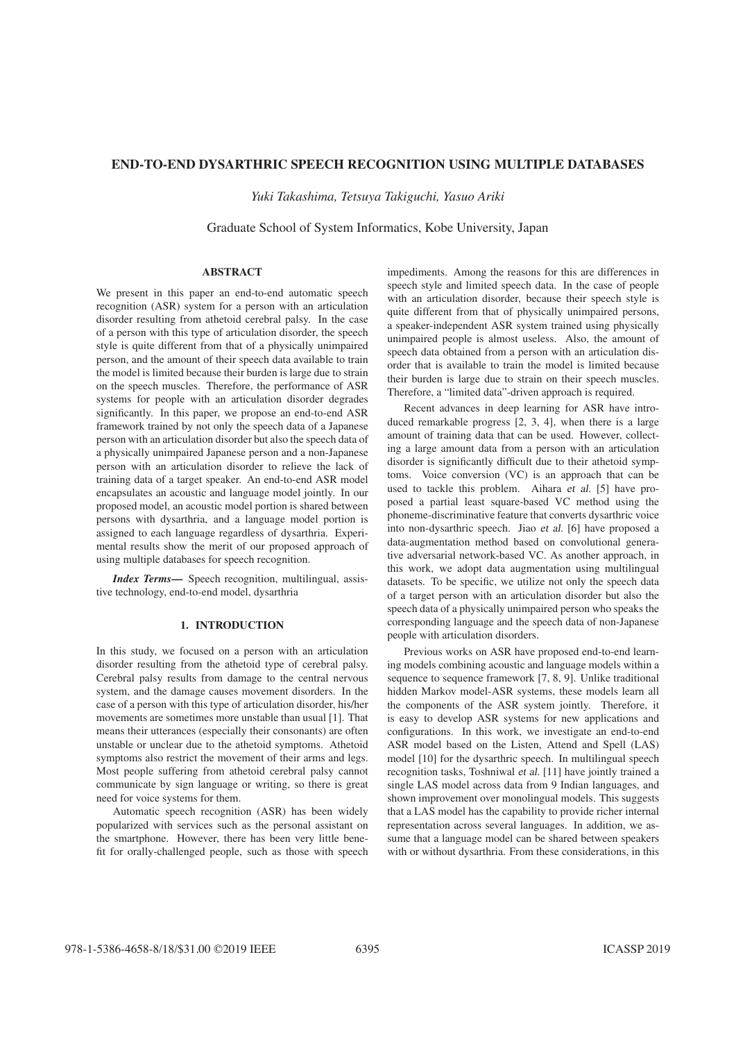# END-TO-END DYSARTHRIC SPEECH RECOGNITION USING MULTIPLE DATABASES

*Yuki Takashima, Tetsuya Takiguchi, Yasuo Ariki*

Graduate School of System Informatics, Kobe University, Japan

## ABSTRACT

We present in this paper an end-to-end automatic speech recognition (ASR) system for a person with an articulation disorder resulting from athetoid cerebral palsy. In the case of a person with this type of articulation disorder, the speech style is quite different from that of a physically unimpaired person, and the amount of their speech data available to train the model is limited because their burden is large due to strain on the speech muscles. Therefore, the performance of ASR systems for people with an articulation disorder degrades significantly. In this paper, we propose an end-to-end ASR framework trained by not only the speech data of a Japanese person with an articulation disorder but also the speech data of a physically unimpaired Japanese person and a non-Japanese person with an articulation disorder to relieve the lack of training data of a target speaker. An end-to-end ASR model encapsulates an acoustic and language model jointly. In our proposed model, an acoustic model portion is shared between persons with dysarthria, and a language model portion is assigned to each language regardless of dysarthria. Experimental results show the merit of our proposed approach of using multiple databases for speech recognition.

***Index Terms*—** Speech recognition, multilingual, assistive technology, end-to-end model, dysarthria

## 1. INTRODUCTION

In this study, we focused on a person with an articulation disorder resulting from the athetoid type of cerebral palsy. Cerebral palsy results from damage to the central nervous system, and the damage causes movement disorders. In the case of a person with this type of articulation disorder, his/her movements are sometimes more unstable than usual [1]. That means their utterances (especially their consonants) are often unstable or unclear due to the athetoid symptoms. Athetoid symptoms also restrict the movement of their arms and legs. Most people suffering from athetoid cerebral palsy cannot communicate by sign language or writing, so there is great need for voice systems for them.

Automatic speech recognition (ASR) has been widely popularized with services such as the personal assistant on the smartphone. However, there has been very little benefit for orally-challenged people, such as those with speech impediments. Among the reasons for this are differences in speech style and limited speech data. In the case of people with an articulation disorder, because their speech style is quite different from that of physically unimpaired persons, a speaker-independent ASR system trained using physically unimpaired people is almost useless. Also, the amount of speech data obtained from a person with an articulation disorder that is available to train the model is limited because their burden is large due to strain on their speech muscles. Therefore, a "limited data"-driven approach is required.

Recent advances in deep learning for ASR have introduced remarkable progress [2, 3, 4], when there is a large amount of training data that can be used. However, collecting a large amount data from a person with an articulation disorder is significantly difficult due to their athetoid symptoms. Voice conversion (VC) is an approach that can be used to tackle this problem. Aihara *et al.* [5] have proposed a partial least square-based VC method using the phoneme-discriminative feature that converts dysarthric voice into non-dysarthric speech. Jiao *et al.* [6] have proposed a data-augmentation method based on convolutional generative adversarial network-based VC. As another approach, in this work, we adopt data augmentation using multilingual datasets. To be specific, we utilize not only the speech data of a target person with an articulation disorder but also the speech data of a physically unimpaired person who speaks the corresponding language and the speech data of non-Japanese people with articulation disorders.

Previous works on ASR have proposed end-to-end learning models combining acoustic and language models within a sequence to sequence framework [7, 8, 9]. Unlike traditional hidden Markov model-ASR systems, these models learn all the components of the ASR system jointly. Therefore, it is easy to develop ASR systems for new applications and configurations. In this work, we investigate an end-to-end ASR model based on the Listen, Attend and Spell (LAS) model [10] for the dysarthric speech. In multilingual speech recognition tasks, Toshniwal *et al.* [11] have jointly trained a single LAS model across data from 9 Indian languages, and shown improvement over monolingual models. This suggests that a LAS model has the capability to provide richer internal representation across several languages. In addition, we assume that a language model can be shared between speakers with or without dysarthria. From these considerations, in this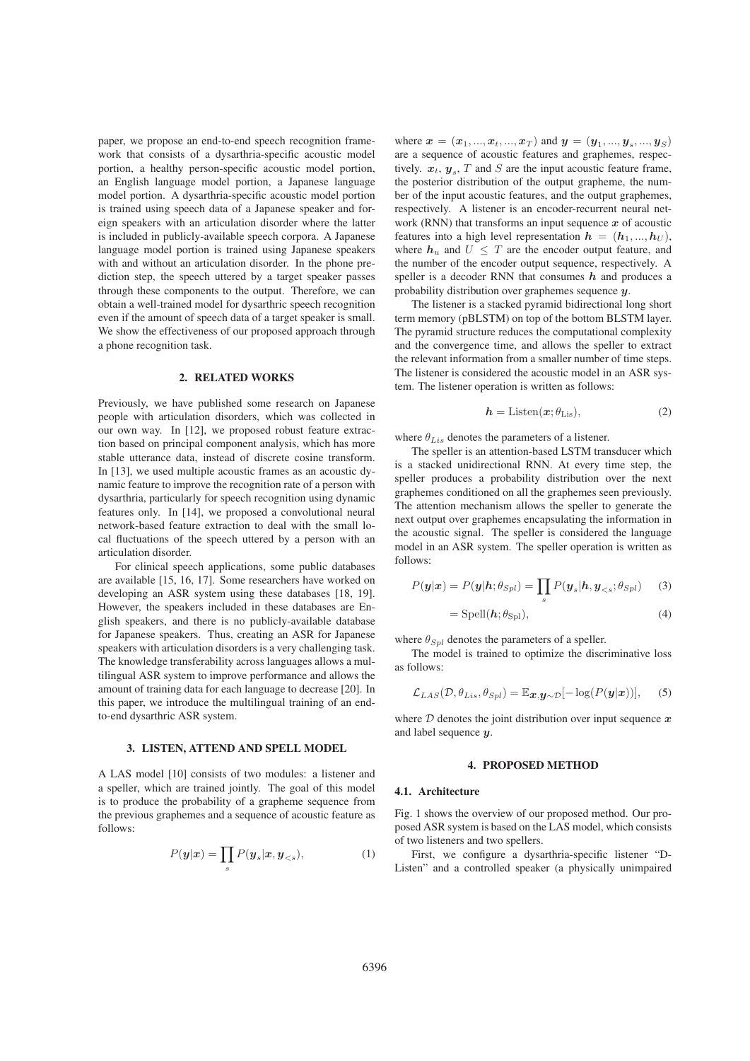paper, we propose an end-to-end speech recognition framework that consists of a dysarthria-specific acoustic model portion, a healthy person-specific acoustic model portion, an English language model portion, a Japanese language model portion. A dysarthria-specific acoustic model portion is trained using speech data of a Japanese speaker and foreign speakers with an articulation disorder where the latter is included in publicly-available speech corpora. A Japanese language model portion is trained using Japanese speakers with and without an articulation disorder. In the phone prediction step, the speech uttered by a target speaker passes through these components to the output. Therefore, we can obtain a well-trained model for dysarthric speech recognition even if the amount of speech data of a target speaker is small. We show the effectiveness of our proposed approach through a phone recognition task.

## 2. RELATED WORKS

Previously, we have published some research on Japanese people with articulation disorders, which was collected in our own way. In [12], we proposed robust feature extraction based on principal component analysis, which has more stable utterance data, instead of discrete cosine transform. In [13], we used multiple acoustic frames as an acoustic dynamic feature to improve the recognition rate of a person with dysarthria, particularly for speech recognition using dynamic features only. In [14], we proposed a convolutional neural network-based feature extraction to deal with the small local fluctuations of the speech uttered by a person with an articulation disorder.

For clinical speech applications, some public databases are available [15, 16, 17]. Some researchers have worked on developing an ASR system using these databases [18, 19]. However, the speakers included in these databases are English speakers, and there is no publicly-available database for Japanese speakers. Thus, creating an ASR for Japanese speakers with articulation disorders is a very challenging task. The knowledge transferability across languages allows a multilingual ASR system to improve performance and allows the amount of training data for each language to decrease [20]. In this paper, we introduce the multilingual training of an end-to-end dysarthric ASR system.

## 3. LISTEN, ATTEND AND SPELL MODEL

A LAS model [10] consists of two modules: a listener and a speller, which are trained jointly. The goal of this model is to produce the probability of a grapheme sequence from the previous graphemes and a sequence of acoustic feature as follows:

$$P(\boldsymbol{y}|\boldsymbol{x}) = \prod_s P(\boldsymbol{y}_s|\boldsymbol{x}, \boldsymbol{y}_{<s}), \tag{1}$$

where $\boldsymbol{x} = (\boldsymbol{x}_1, ..., \boldsymbol{x}_t, ..., \boldsymbol{x}_T)$ and $\boldsymbol{y} = (\boldsymbol{y}_1, ..., \boldsymbol{y}_s, ..., \boldsymbol{y}_S)$ are a sequence of acoustic features and graphemes, respectively. $\boldsymbol{x}_t$, $\boldsymbol{y}_s$, $T$ and $S$ are the input acoustic feature frame, the posterior distribution of the output grapheme, the number of the input acoustic features, and the output graphemes, respectively. A listener is an encoder-recurrent neural network (RNN) that transforms an input sequence $\boldsymbol{x}$ of acoustic features into a high level representation $\boldsymbol{h} = (\boldsymbol{h}_1, ..., \boldsymbol{h}_U)$, where $\boldsymbol{h}_u$ and $U \leq T$ are the encoder output feature, and the number of the encoder output sequence, respectively. A speller is a decoder RNN that consumes $\boldsymbol{h}$ and produces a probability distribution over graphemes sequence $\boldsymbol{y}$.

The listener is a stacked pyramid bidirectional long short term memory (pBLSTM) on top of the bottom BLSTM layer. The pyramid structure reduces the computational complexity and the convergence time, and allows the speller to extract the relevant information from a smaller number of time steps. The listener is considered the acoustic model in an ASR system. The listener operation is written as follows:

$$\boldsymbol{h} = \mathrm{Listen}(\boldsymbol{x}; \theta_{\mathrm{Lis}}), \tag{2}$$

where $\theta_{Lis}$ denotes the parameters of a listener.

The speller is an attention-based LSTM transducer which is a stacked unidirectional RNN. At every time step, the speller produces a probability distribution over the next graphemes conditioned on all the graphemes seen previously. The attention mechanism allows the speller to generate the next output over graphemes encapsulating the information in the acoustic signal. The speller is considered the language model in an ASR system. The speller operation is written as follows:

$$P(\boldsymbol{y}|\boldsymbol{x}) = P(\boldsymbol{y}|\boldsymbol{h}; \theta_{Spl}) = \prod_s P(\boldsymbol{y}_s|\boldsymbol{h}, \boldsymbol{y}_{<s}; \theta_{Spl}) \tag{3}$$

$$= \mathrm{Spell}(\boldsymbol{h}; \theta_{\mathrm{Spl}}), \tag{4}$$

where $\theta_{Spl}$ denotes the parameters of a speller.

The model is trained to optimize the discriminative loss as follows:

$$\mathcal{L}_{LAS}(\mathcal{D}, \theta_{Lis}, \theta_{Spl}) = \mathbb{E}_{\boldsymbol{x},\boldsymbol{y}\sim\mathcal{D}}[-\log(P(\boldsymbol{y}|\boldsymbol{x}))], \tag{5}$$

where $\mathcal{D}$ denotes the joint distribution over input sequence $\boldsymbol{x}$ and label sequence $\boldsymbol{y}$.

## 4. PROPOSED METHOD

### 4.1. Architecture

Fig. 1 shows the overview of our proposed method. Our proposed ASR system is based on the LAS model, which consists of two listeners and two spellers.

First, we configure a dysarthria-specific listener "D-Listen" and a controlled speaker (a physically unimpaired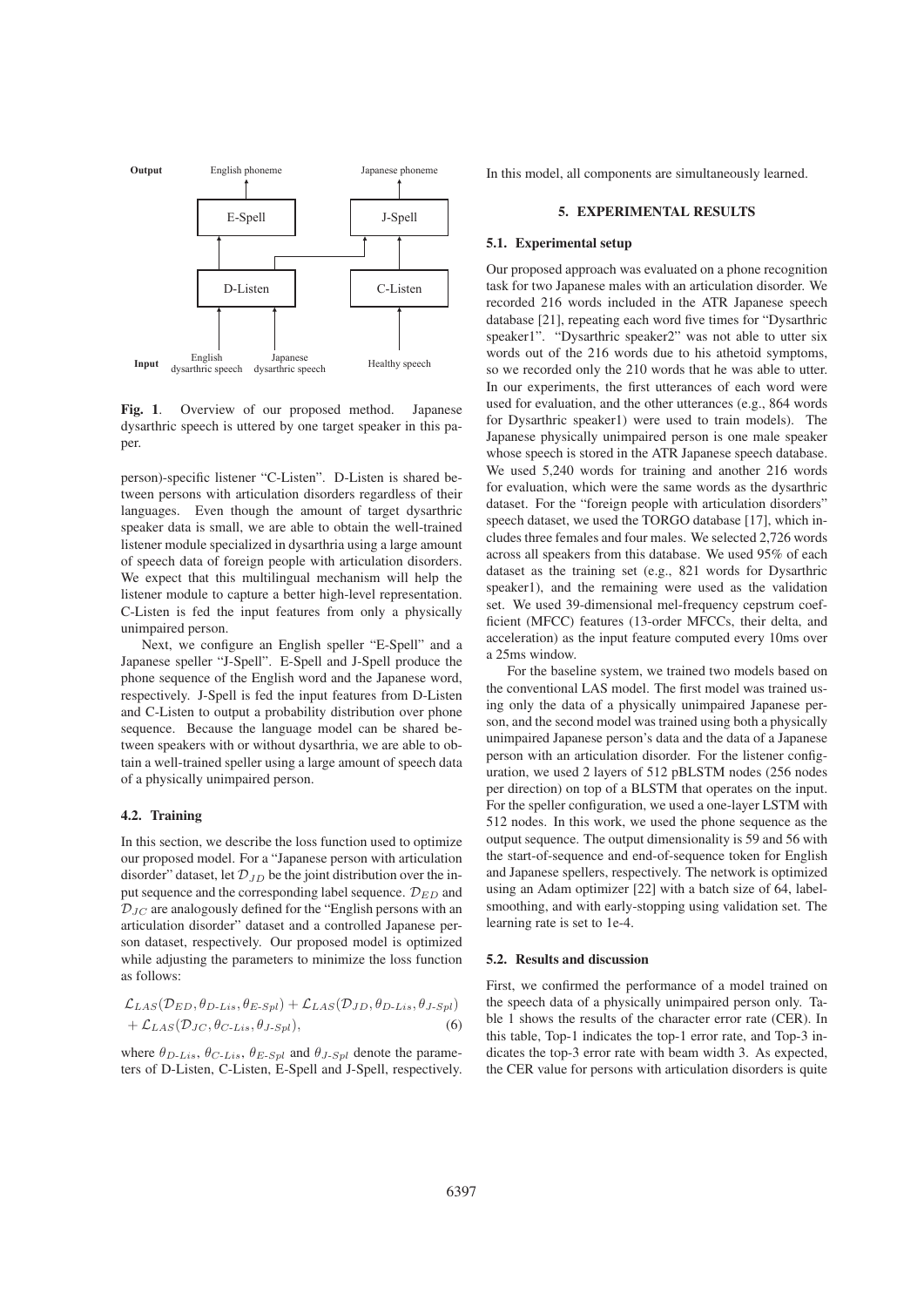Fig. 1. Overview of our proposed method. Japanese dysarthric speech is uttered by one target speaker in this paper.

person)-specific listener "C-Listen". D-Listen is shared between persons with articulation disorders regardless of their languages. Even though the amount of target dysarthric speaker data is small, we are able to obtain the well-trained listener module specialized in dysarthria using a large amount of speech data of foreign people with articulation disorders. We expect that this multilingual mechanism will help the listener module to capture a better high-level representation. C-Listen is fed the input features from only a physically unimpaired person.

Next, we configure an English speller "E-Spell" and a Japanese speller "J-Spell". E-Spell and J-Spell produce the phone sequence of the English word and the Japanese word, respectively. J-Spell is fed the input features from D-Listen and C-Listen to output a probability distribution over phone sequence. Because the language model can be shared between speakers with or without dysarthria, we are able to obtain a well-trained speller using a large amount of speech data of a physically unimpaired person.

### 4.2. Training

In this section, we describe the loss function used to optimize our proposed model. For a "Japanese person with articulation disorder" dataset, let $\mathcal{D}_{JD}$ be the joint distribution over the input sequence and the corresponding label sequence. $\mathcal{D}_{ED}$ and $\mathcal{D}_{JC}$ are analogously defined for the "English persons with an articulation disorder" dataset and a controlled Japanese person dataset, respectively. Our proposed model is optimized while adjusting the parameters to minimize the loss function as follows:

$$\mathcal{L}_{LAS}(\mathcal{D}_{ED}, \theta_{D\text{-}Lis}, \theta_{E\text{-}Spl}) + \mathcal{L}_{LAS}(\mathcal{D}_{JD}, \theta_{D\text{-}Lis}, \theta_{J\text{-}Spl}) + \mathcal{L}_{LAS}(\mathcal{D}_{JC}, \theta_{C\text{-}Lis}, \theta_{J\text{-}Spl}), \tag{6}$$

where $\theta_{D\text{-}Lis}$, $\theta_{C\text{-}Lis}$, $\theta_{E\text{-}Spl}$ and $\theta_{J\text{-}Spl}$ denote the parameters of D-Listen, C-Listen, E-Spell and J-Spell, respectively. In this model, all components are simultaneously learned.

## 5. EXPERIMENTAL RESULTS

### 5.1. Experimental setup

Our proposed approach was evaluated on a phone recognition task for two Japanese males with an articulation disorder. We recorded 216 words included in the ATR Japanese speech database [21], repeating each word five times for "Dysarthric speaker1". "Dysarthric speaker2" was not able to utter six words out of the 216 words due to his athetoid symptoms, so we recorded only the 210 words that he was able to utter. In our experiments, the first utterances of each word were used for evaluation, and the other utterances (e.g., 864 words for Dysarthric speaker1) were used to train models). The Japanese physically unimpaired person is one male speaker whose speech is stored in the ATR Japanese speech database. We used 5,240 words for training and another 216 words for evaluation, which were the same words as the dysarthric dataset. For the "foreign people with articulation disorders" speech dataset, we used the TORGO database [17], which includes three females and four males. We selected 2,726 words across all speakers from this database. We used 95% of each dataset as the training set (e.g., 821 words for Dysarthric speaker1), and the remaining were used as the validation set. We used 39-dimensional mel-frequency cepstrum coefficient (MFCC) features (13-order MFCCs, their delta, and acceleration) as the input feature computed every 10ms over a 25ms window.

For the baseline system, we trained two models based on the conventional LAS model. The first model was trained using only the data of a physically unimpaired Japanese person, and the second model was trained using both a physically unimpaired Japanese person's data and the data of a Japanese person with an articulation disorder. For the listener configuration, we used 2 layers of 512 pBLSTM nodes (256 nodes per direction) on top of a BLSTM that operates on the input. For the speller configuration, we used a one-layer LSTM with 512 nodes. In this work, we used the phone sequence as the output sequence. The output dimensionality is 59 and 56 with the start-of-sequence and end-of-sequence token for English and Japanese spellers, respectively. The network is optimized using an Adam optimizer [22] with a batch size of 64, label-smoothing, and with early-stopping using validation set. The learning rate is set to 1e-4.

### 5.2. Results and discussion

First, we confirmed the performance of a model trained on the speech data of a physically unimpaired person only. Table 1 shows the results of the character error rate (CER). In this table, Top-1 indicates the top-1 error rate, and Top-3 indicates the top-3 error rate with beam width 3. As expected, the CER value for persons with articulation disorders is quite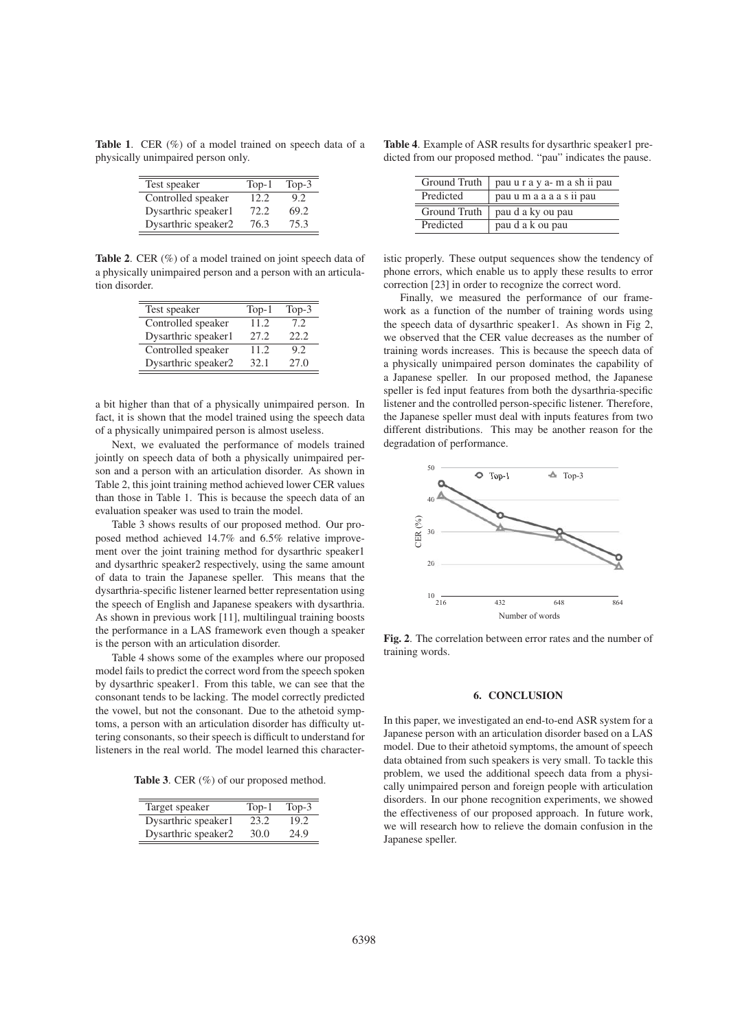**Table 1**. CER (%) of a model trained on speech data of a physically unimpaired person only.

| Test speaker | Top-1 | Top-3 |
|---|---|---|
| Controlled speaker | 12.2 | 9.2 |
| Dysarthric speaker1 | 72.2 | 69.2 |
| Dysarthric speaker2 | 76.3 | 75.3 |

**Table 2**. CER (%) of a model trained on joint speech data of a physically unimpaired person and a person with an articulation disorder.

| Test speaker | Top-1 | Top-3 |
|---|---|---|
| Controlled speaker | 11.2 | 7.2 |
| Dysarthric speaker1 | 27.2 | 22.2 |
| Controlled speaker | 11.2 | 9.2 |
| Dysarthric speaker2 | 32.1 | 27.0 |

a bit higher than that of a physically unimpaired person. In fact, it is shown that the model trained using the speech data of a physically unimpaired person is almost useless.

Next, we evaluated the performance of models trained jointly on speech data of both a physically unimpaired person and a person with an articulation disorder. As shown in Table 2, this joint training method achieved lower CER values than those in Table 1. This is because the speech data of an evaluation speaker was used to train the model.

Table 3 shows results of our proposed method. Our proposed method achieved 14.7% and 6.5% relative improvement over the joint training method for dysarthric speaker1 and dysarthric speaker2 respectively, using the same amount of data to train the Japanese speller. This means that the dysarthria-specific listener learned better representation using the speech of English and Japanese speakers with dysarthria. As shown in previous work [11], multilingual training boosts the performance in a LAS framework even though a speaker is the person with an articulation disorder.

Table 4 shows some of the examples where our proposed model fails to predict the correct word from the speech spoken by dysarthric speaker1. From this table, we can see that the consonant tends to be lacking. The model correctly predicted the vowel, but not the consonant. Due to the athetoid symptoms, a person with an articulation disorder has difficulty uttering consonants, so their speech is difficult to understand for listeners in the real world. The model learned this characteristic properly. These output sequences show the tendency of phone errors, which enable us to apply these results to error correction [23] in order to recognize the correct word.

**Table 3**. CER (%) of our proposed method.

| Target speaker | Top-1 | Top-3 |
|---|---|---|
| Dysarthric speaker1 | 23.2 | 19.2 |
| Dysarthric speaker2 | 30.0 | 24.9 |

**Table 4**. Example of ASR results for dysarthric speaker1 predicted from our proposed method. "pau" indicates the pause.

| | |
|---|---|
| Ground Truth | pau u r a y a- m a sh ii pau |
| Predicted | pau u m a a a a s ii pau |
| Ground Truth | pau d a ky ou pau |
| Predicted | pau d a k ou pau |

Finally, we measured the performance of our framework as a function of the number of training words using the speech data of dysarthric speaker1. As shown in Fig 2, we observed that the CER value decreases as the number of training words increases. This is because the speech data of a physically unimpaired person dominates the capability of a Japanese speller. In our proposed method, the Japanese speller is fed input features from both the dysarthria-specific listener and the controlled person-specific listener. Therefore, the Japanese speller must deal with inputs features from two different distributions. This may be another reason for the degradation of performance.

**Fig. 2**. The correlation between error rates and the number of training words.

## 6. CONCLUSION

In this paper, we investigated an end-to-end ASR system for a Japanese person with an articulation disorder based on a LAS model. Due to their athetoid symptoms, the amount of speech data obtained from such speakers is very small. To tackle this problem, we used the additional speech data from a physically unimpaired person and foreign people with articulation disorders. In our phone recognition experiments, we showed the effectiveness of our proposed approach. In future work, we will research how to relieve the domain confusion in the Japanese speller.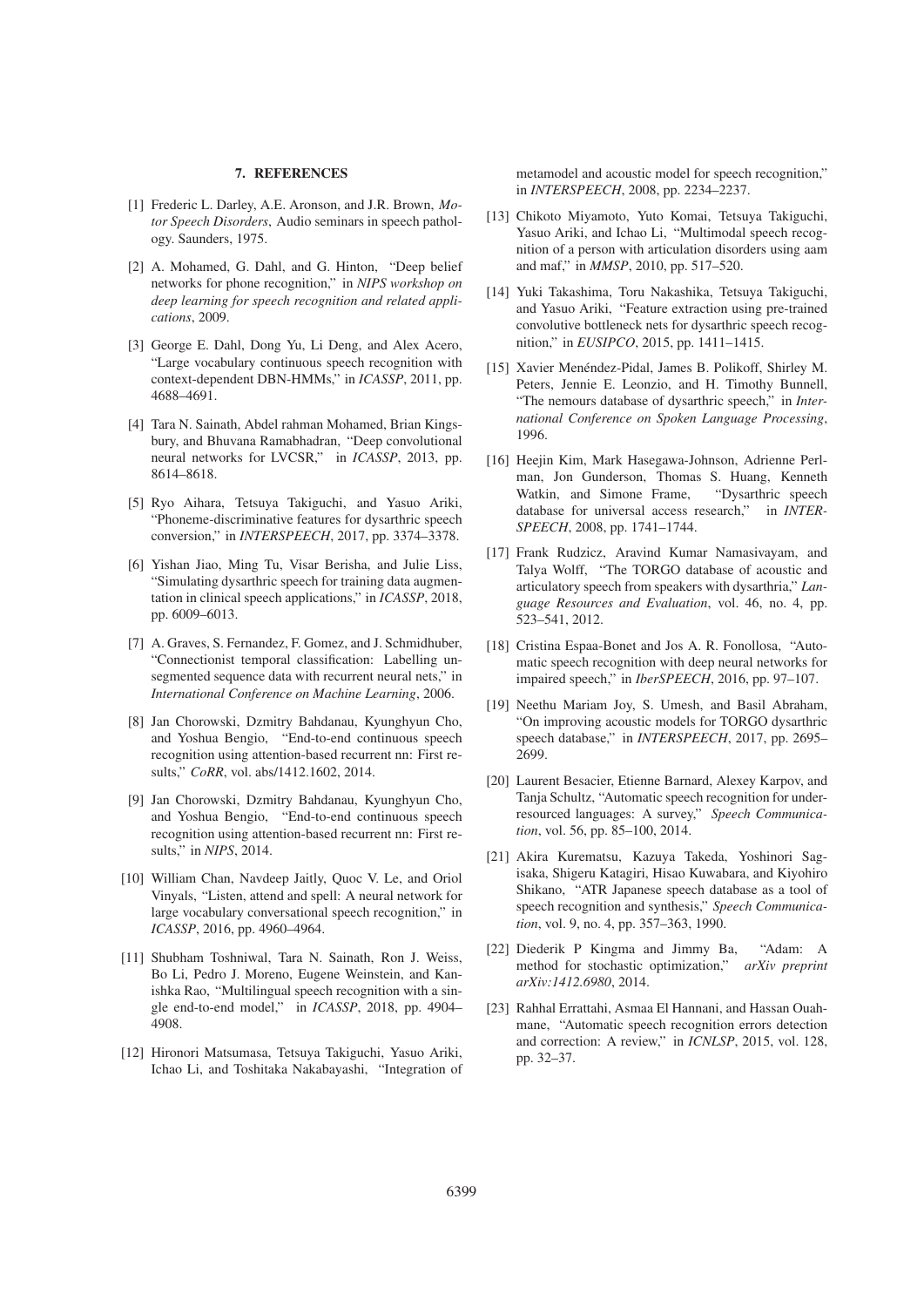## 7. REFERENCES

[1] Frederic L. Darley, A.E. Aronson, and J.R. Brown, *Motor Speech Disorders*, Audio seminars in speech pathology. Saunders, 1975.

[2] A. Mohamed, G. Dahl, and G. Hinton, "Deep belief networks for phone recognition," in *NIPS workshop on deep learning for speech recognition and related applications*, 2009.

[3] George E. Dahl, Dong Yu, Li Deng, and Alex Acero, "Large vocabulary continuous speech recognition with context-dependent DBN-HMMs," in *ICASSP*, 2011, pp. 4688–4691.

[4] Tara N. Sainath, Abdel rahman Mohamed, Brian Kingsbury, and Bhuvana Ramabhadran, "Deep convolutional neural networks for LVCSR," in *ICASSP*, 2013, pp. 8614–8618.

[5] Ryo Aihara, Tetsuya Takiguchi, and Yasuo Ariki, "Phoneme-discriminative features for dysarthric speech conversion," in *INTERSPEECH*, 2017, pp. 3374–3378.

[6] Yishan Jiao, Ming Tu, Visar Berisha, and Julie Liss, "Simulating dysarthric speech for training data augmentation in clinical speech applications," in *ICASSP*, 2018, pp. 6009–6013.

[7] A. Graves, S. Fernandez, F. Gomez, and J. Schmidhuber, "Connectionist temporal classification: Labelling unsegmented sequence data with recurrent neural nets," in *International Conference on Machine Learning*, 2006.

[8] Jan Chorowski, Dzmitry Bahdanau, Kyunghyun Cho, and Yoshua Bengio, "End-to-end continuous speech recognition using attention-based recurrent nn: First results," *CoRR*, vol. abs/1412.1602, 2014.

[9] Jan Chorowski, Dzmitry Bahdanau, Kyunghyun Cho, and Yoshua Bengio, "End-to-end continuous speech recognition using attention-based recurrent nn: First results," in *NIPS*, 2014.

[10] William Chan, Navdeep Jaitly, Quoc V. Le, and Oriol Vinyals, "Listen, attend and spell: A neural network for large vocabulary conversational speech recognition," in *ICASSP*, 2016, pp. 4960–4964.

[11] Shubham Toshniwal, Tara N. Sainath, Ron J. Weiss, Bo Li, Pedro J. Moreno, Eugene Weinstein, and Kanishka Rao, "Multilingual speech recognition with a single end-to-end model," in *ICASSP*, 2018, pp. 4904–4908.

[12] Hironori Matsumasa, Tetsuya Takiguchi, Yasuo Ariki, Ichao Li, and Toshitaka Nakabayashi, "Integration of metamodel and acoustic model for speech recognition," in *INTERSPEECH*, 2008, pp. 2234–2237.

[13] Chikoto Miyamoto, Yuto Komai, Tetsuya Takiguchi, Yasuo Ariki, and Ichao Li, "Multimodal speech recognition of a person with articulation disorders using aam and maf," in *MMSP*, 2010, pp. 517–520.

[14] Yuki Takashima, Toru Nakashika, Tetsuya Takiguchi, and Yasuo Ariki, "Feature extraction using pre-trained convolutive bottleneck nets for dysarthric speech recognition," in *EUSIPCO*, 2015, pp. 1411–1415.

[15] Xavier Menéndez-Pidal, James B. Polikoff, Shirley M. Peters, Jennie E. Leonzio, and H. Timothy Bunnell, "The nemours database of dysarthric speech," in *International Conference on Spoken Language Processing*, 1996.

[16] Heejin Kim, Mark Hasegawa-Johnson, Adrienne Perlman, Jon Gunderson, Thomas S. Huang, Kenneth Watkin, and Simone Frame, "Dysarthric speech database for universal access research," in *INTERSPEECH*, 2008, pp. 1741–1744.

[17] Frank Rudzicz, Aravind Kumar Namasivayam, and Talya Wolff, "The TORGO database of acoustic and articulatory speech from speakers with dysarthria," *Language Resources and Evaluation*, vol. 46, no. 4, pp. 523–541, 2012.

[18] Cristina Espaa-Bonet and Jos A. R. Fonollosa, "Automatic speech recognition with deep neural networks for impaired speech," in *IberSPEECH*, 2016, pp. 97–107.

[19] Neethu Mariam Joy, S. Umesh, and Basil Abraham, "On improving acoustic models for TORGO dysarthric speech database," in *INTERSPEECH*, 2017, pp. 2695–2699.

[20] Laurent Besacier, Etienne Barnard, Alexey Karpov, and Tanja Schultz, "Automatic speech recognition for under-resourced languages: A survey," *Speech Communication*, vol. 56, pp. 85–100, 2014.

[21] Akira Kurematsu, Kazuya Takeda, Yoshinori Sagisaka, Shigeru Katagiri, Hisao Kuwabara, and Kiyohiro Shikano, "ATR Japanese speech database as a tool of speech recognition and synthesis," *Speech Communication*, vol. 9, no. 4, pp. 357–363, 1990.

[22] Diederik P Kingma and Jimmy Ba, "Adam: A method for stochastic optimization," *arXiv preprint arXiv:1412.6980*, 2014.

[23] Rahhal Errattahi, Asmaa El Hannani, and Hassan Ouahmane, "Automatic speech recognition errors detection and correction: A review," in *ICNLSP*, 2015, vol. 128, pp. 32–37.